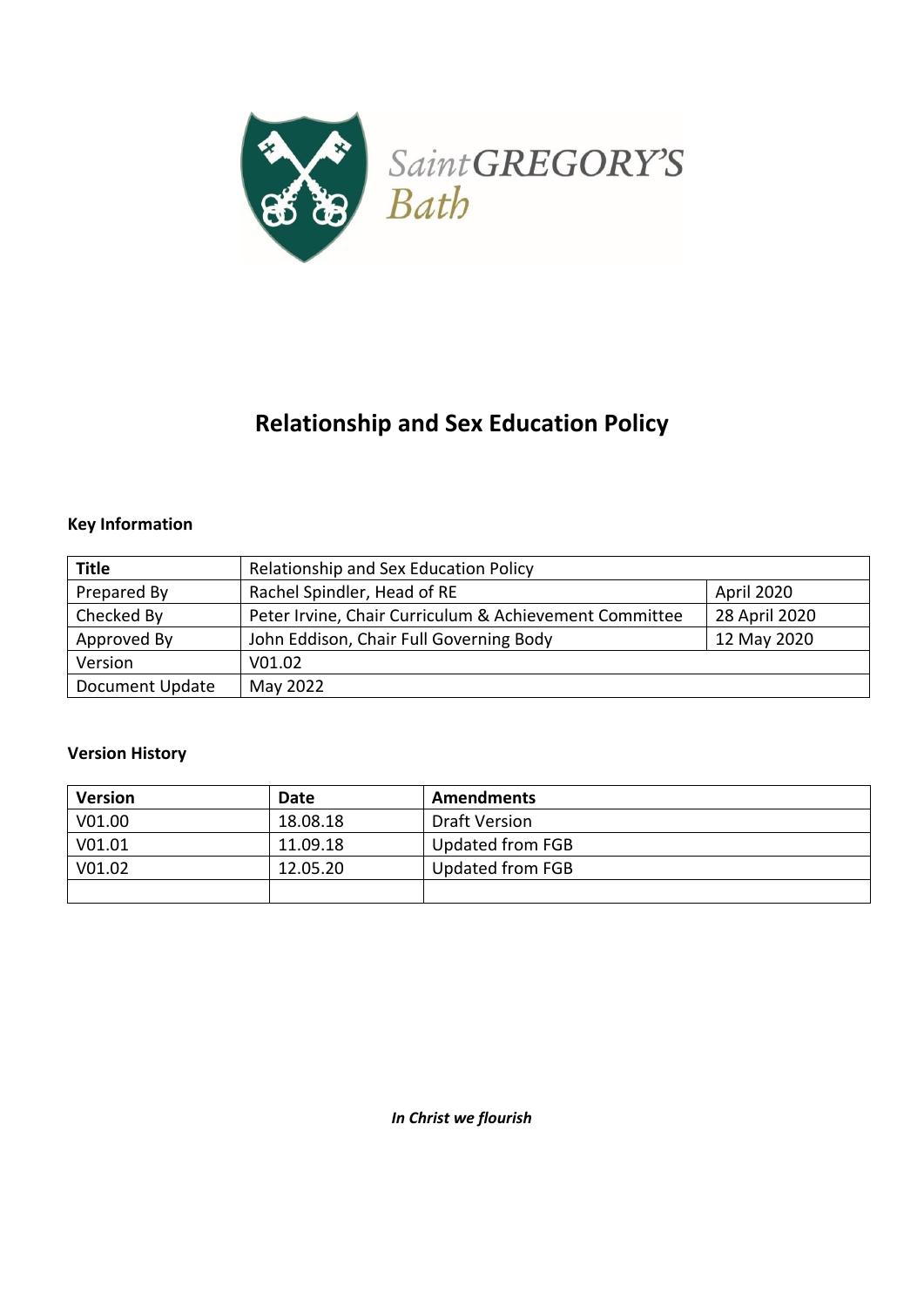SaintGREGORY'S
Bath

# Relationship and Sex Education Policy

**Key Information**

| **Title** | Relationship and Sex Education Policy | |
|---|---|---|
| Prepared By | Rachel Spindler, Head of RE | April 2020 |
| Checked By | Peter Irvine, Chair Curriculum & Achievement Committee | 28 April 2020 |
| Approved By | John Eddison, Chair Full Governing Body | 12 May 2020 |
| Version | V01.02 | |
| Document Update | May 2022 | |

**Version History**

| **Version** | **Date** | **Amendments** |
|---|---|---|
| V01.00 | 18.08.18 | Draft Version |
| V01.01 | 11.09.18 | Updated from FGB |
| V01.02 | 12.05.20 | Updated from FGB |
| | | |

***In Christ we flourish***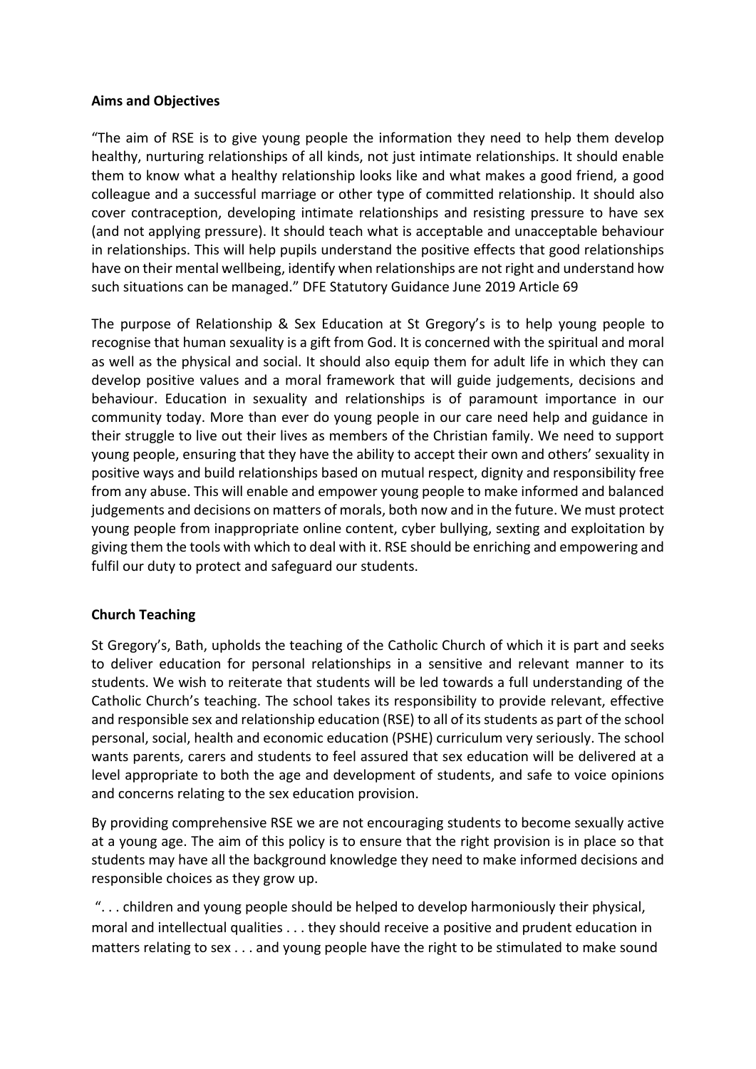**Aims and Objectives**

"The aim of RSE is to give young people the information they need to help them develop healthy, nurturing relationships of all kinds, not just intimate relationships. It should enable them to know what a healthy relationship looks like and what makes a good friend, a good colleague and a successful marriage or other type of committed relationship. It should also cover contraception, developing intimate relationships and resisting pressure to have sex (and not applying pressure). It should teach what is acceptable and unacceptable behaviour in relationships. This will help pupils understand the positive effects that good relationships have on their mental wellbeing, identify when relationships are not right and understand how such situations can be managed." DFE Statutory Guidance June 2019 Article 69

The purpose of Relationship & Sex Education at St Gregory's is to help young people to recognise that human sexuality is a gift from God. It is concerned with the spiritual and moral as well as the physical and social. It should also equip them for adult life in which they can develop positive values and a moral framework that will guide judgements, decisions and behaviour. Education in sexuality and relationships is of paramount importance in our community today. More than ever do young people in our care need help and guidance in their struggle to live out their lives as members of the Christian family. We need to support young people, ensuring that they have the ability to accept their own and others' sexuality in positive ways and build relationships based on mutual respect, dignity and responsibility free from any abuse. This will enable and empower young people to make informed and balanced judgements and decisions on matters of morals, both now and in the future. We must protect young people from inappropriate online content, cyber bullying, sexting and exploitation by giving them the tools with which to deal with it. RSE should be enriching and empowering and fulfil our duty to protect and safeguard our students.

**Church Teaching**

St Gregory's, Bath, upholds the teaching of the Catholic Church of which it is part and seeks to deliver education for personal relationships in a sensitive and relevant manner to its students. We wish to reiterate that students will be led towards a full understanding of the Catholic Church's teaching. The school takes its responsibility to provide relevant, effective and responsible sex and relationship education (RSE) to all of its students as part of the school personal, social, health and economic education (PSHE) curriculum very seriously. The school wants parents, carers and students to feel assured that sex education will be delivered at a level appropriate to both the age and development of students, and safe to voice opinions and concerns relating to the sex education provision.

By providing comprehensive RSE we are not encouraging students to become sexually active at a young age. The aim of this policy is to ensure that the right provision is in place so that students may have all the background knowledge they need to make informed decisions and responsible choices as they grow up.

". . . children and young people should be helped to develop harmoniously their physical, moral and intellectual qualities . . . they should receive a positive and prudent education in matters relating to sex . . . and young people have the right to be stimulated to make sound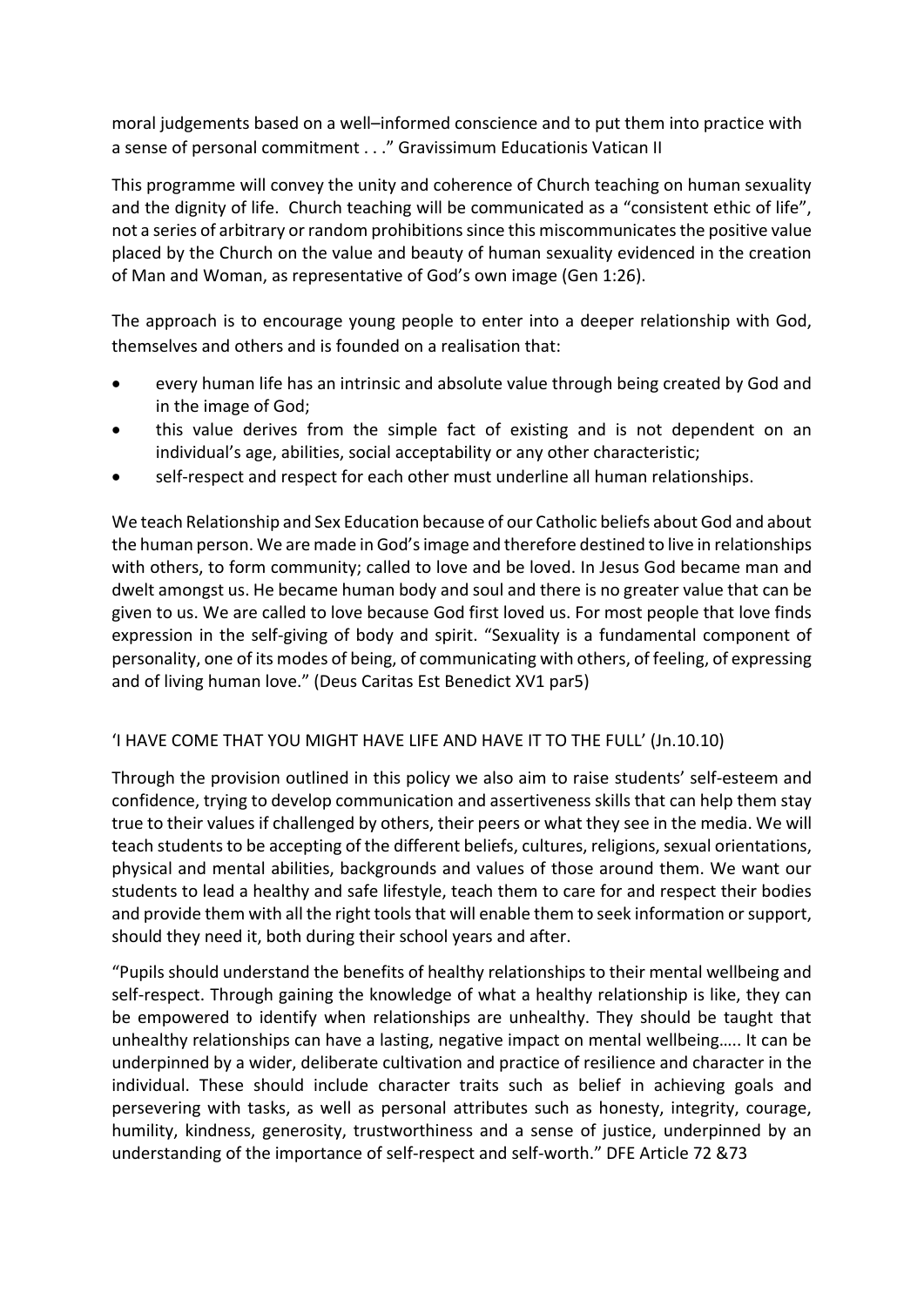moral judgements based on a well–informed conscience and to put them into practice with a sense of personal commitment . . ." Gravissimum Educationis Vatican II

This programme will convey the unity and coherence of Church teaching on human sexuality and the dignity of life. Church teaching will be communicated as a "consistent ethic of life", not a series of arbitrary or random prohibitions since this miscommunicates the positive value placed by the Church on the value and beauty of human sexuality evidenced in the creation of Man and Woman, as representative of God's own image (Gen 1:26).

The approach is to encourage young people to enter into a deeper relationship with God, themselves and others and is founded on a realisation that:

- every human life has an intrinsic and absolute value through being created by God and in the image of God;
- this value derives from the simple fact of existing and is not dependent on an individual's age, abilities, social acceptability or any other characteristic;
- self-respect and respect for each other must underline all human relationships.

We teach Relationship and Sex Education because of our Catholic beliefs about God and about the human person. We are made in God's image and therefore destined to live in relationships with others, to form community; called to love and be loved. In Jesus God became man and dwelt amongst us. He became human body and soul and there is no greater value that can be given to us. We are called to love because God first loved us. For most people that love finds expression in the self-giving of body and spirit. "Sexuality is a fundamental component of personality, one of its modes of being, of communicating with others, of feeling, of expressing and of living human love." (Deus Caritas Est Benedict XV1 par5)

'I HAVE COME THAT YOU MIGHT HAVE LIFE AND HAVE IT TO THE FULL' (Jn.10.10)

Through the provision outlined in this policy we also aim to raise students' self-esteem and confidence, trying to develop communication and assertiveness skills that can help them stay true to their values if challenged by others, their peers or what they see in the media. We will teach students to be accepting of the different beliefs, cultures, religions, sexual orientations, physical and mental abilities, backgrounds and values of those around them. We want our students to lead a healthy and safe lifestyle, teach them to care for and respect their bodies and provide them with all the right tools that will enable them to seek information or support, should they need it, both during their school years and after.

"Pupils should understand the benefits of healthy relationships to their mental wellbeing and self-respect. Through gaining the knowledge of what a healthy relationship is like, they can be empowered to identify when relationships are unhealthy. They should be taught that unhealthy relationships can have a lasting, negative impact on mental wellbeing….. It can be underpinned by a wider, deliberate cultivation and practice of resilience and character in the individual. These should include character traits such as belief in achieving goals and persevering with tasks, as well as personal attributes such as honesty, integrity, courage, humility, kindness, generosity, trustworthiness and a sense of justice, underpinned by an understanding of the importance of self-respect and self-worth." DFE Article 72 &73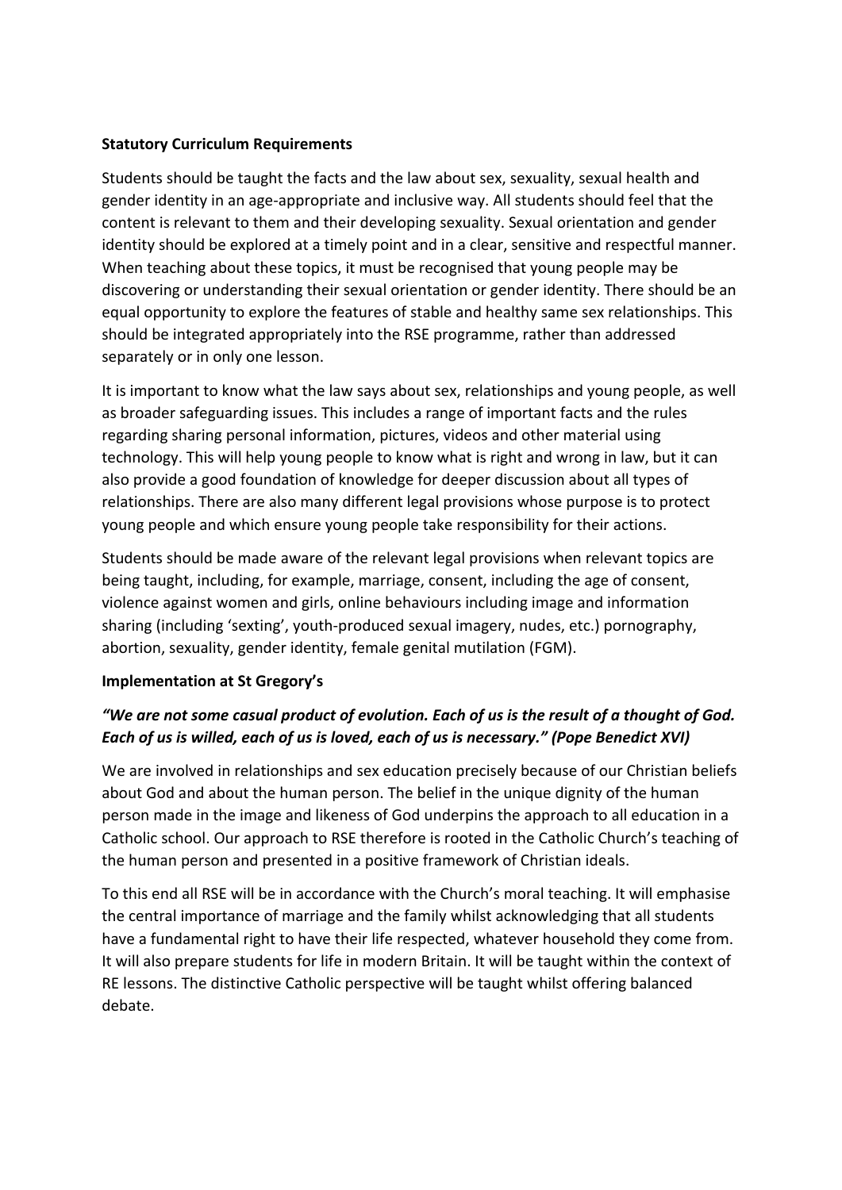**Statutory Curriculum Requirements**

Students should be taught the facts and the law about sex, sexuality, sexual health and gender identity in an age-appropriate and inclusive way. All students should feel that the content is relevant to them and their developing sexuality. Sexual orientation and gender identity should be explored at a timely point and in a clear, sensitive and respectful manner. When teaching about these topics, it must be recognised that young people may be discovering or understanding their sexual orientation or gender identity. There should be an equal opportunity to explore the features of stable and healthy same sex relationships. This should be integrated appropriately into the RSE programme, rather than addressed separately or in only one lesson.

It is important to know what the law says about sex, relationships and young people, as well as broader safeguarding issues. This includes a range of important facts and the rules regarding sharing personal information, pictures, videos and other material using technology. This will help young people to know what is right and wrong in law, but it can also provide a good foundation of knowledge for deeper discussion about all types of relationships. There are also many different legal provisions whose purpose is to protect young people and which ensure young people take responsibility for their actions.

Students should be made aware of the relevant legal provisions when relevant topics are being taught, including, for example, marriage, consent, including the age of consent, violence against women and girls, online behaviours including image and information sharing (including 'sexting', youth-produced sexual imagery, nudes, etc.) pornography, abortion, sexuality, gender identity, female genital mutilation (FGM).

**Implementation at St Gregory's**

***"We are not some casual product of evolution. Each of us is the result of a thought of God. Each of us is willed, each of us is loved, each of us is necessary." (Pope Benedict XVI)***

We are involved in relationships and sex education precisely because of our Christian beliefs about God and about the human person. The belief in the unique dignity of the human person made in the image and likeness of God underpins the approach to all education in a Catholic school. Our approach to RSE therefore is rooted in the Catholic Church's teaching of the human person and presented in a positive framework of Christian ideals.

To this end all RSE will be in accordance with the Church's moral teaching. It will emphasise the central importance of marriage and the family whilst acknowledging that all students have a fundamental right to have their life respected, whatever household they come from. It will also prepare students for life in modern Britain. It will be taught within the context of RE lessons. The distinctive Catholic perspective will be taught whilst offering balanced debate.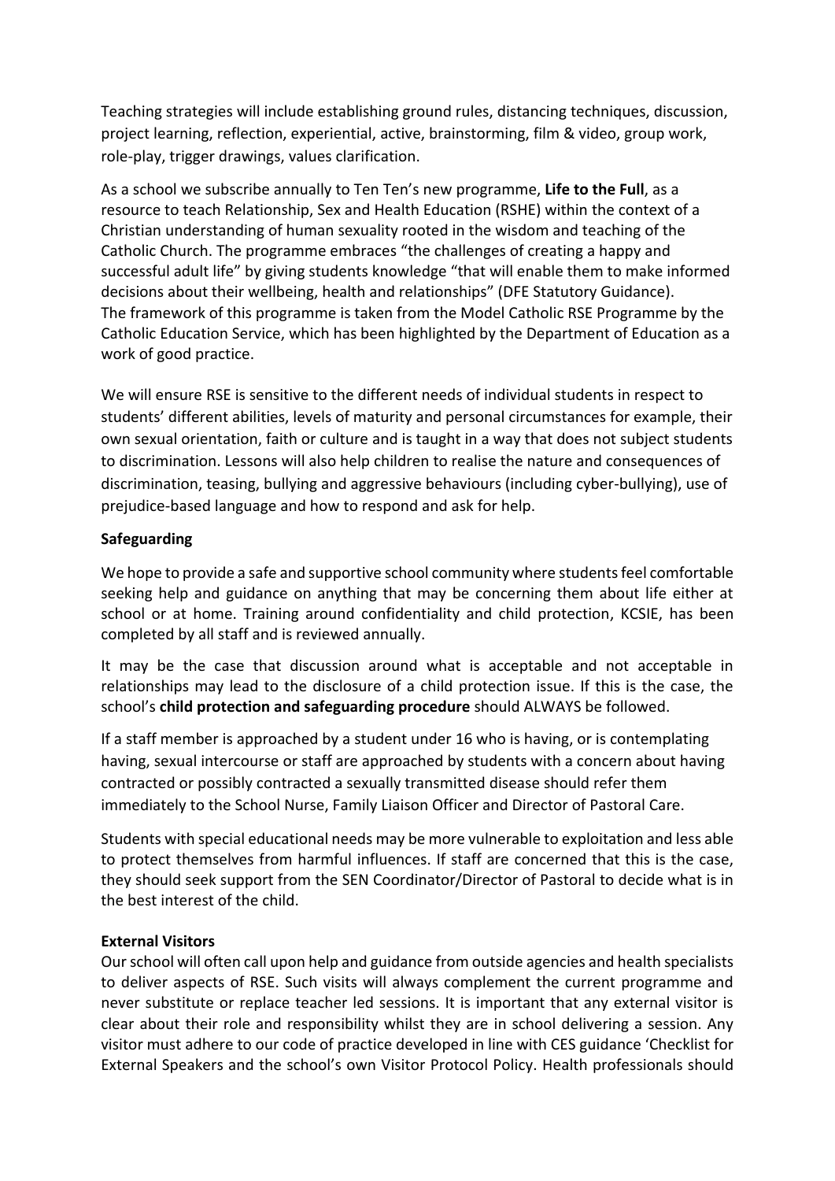Teaching strategies will include establishing ground rules, distancing techniques, discussion, project learning, reflection, experiential, active, brainstorming, film & video, group work, role-play, trigger drawings, values clarification.

As a school we subscribe annually to Ten Ten's new programme, **Life to the Full**, as a resource to teach Relationship, Sex and Health Education (RSHE) within the context of a Christian understanding of human sexuality rooted in the wisdom and teaching of the Catholic Church. The programme embraces "the challenges of creating a happy and successful adult life" by giving students knowledge "that will enable them to make informed decisions about their wellbeing, health and relationships" (DFE Statutory Guidance). The framework of this programme is taken from the Model Catholic RSE Programme by the Catholic Education Service, which has been highlighted by the Department of Education as a work of good practice.

We will ensure RSE is sensitive to the different needs of individual students in respect to students' different abilities, levels of maturity and personal circumstances for example, their own sexual orientation, faith or culture and is taught in a way that does not subject students to discrimination. Lessons will also help children to realise the nature and consequences of discrimination, teasing, bullying and aggressive behaviours (including cyber-bullying), use of prejudice-based language and how to respond and ask for help.

**Safeguarding**

We hope to provide a safe and supportive school community where students feel comfortable seeking help and guidance on anything that may be concerning them about life either at school or at home. Training around confidentiality and child protection, KCSIE, has been completed by all staff and is reviewed annually.

It may be the case that discussion around what is acceptable and not acceptable in relationships may lead to the disclosure of a child protection issue. If this is the case, the school's **child protection and safeguarding procedure** should ALWAYS be followed.

If a staff member is approached by a student under 16 who is having, or is contemplating having, sexual intercourse or staff are approached by students with a concern about having contracted or possibly contracted a sexually transmitted disease should refer them immediately to the School Nurse, Family Liaison Officer and Director of Pastoral Care.

Students with special educational needs may be more vulnerable to exploitation and less able to protect themselves from harmful influences. If staff are concerned that this is the case, they should seek support from the SEN Coordinator/Director of Pastoral to decide what is in the best interest of the child.

**External Visitors**

Our school will often call upon help and guidance from outside agencies and health specialists to deliver aspects of RSE. Such visits will always complement the current programme and never substitute or replace teacher led sessions. It is important that any external visitor is clear about their role and responsibility whilst they are in school delivering a session. Any visitor must adhere to our code of practice developed in line with CES guidance 'Checklist for External Speakers and the school's own Visitor Protocol Policy. Health professionals should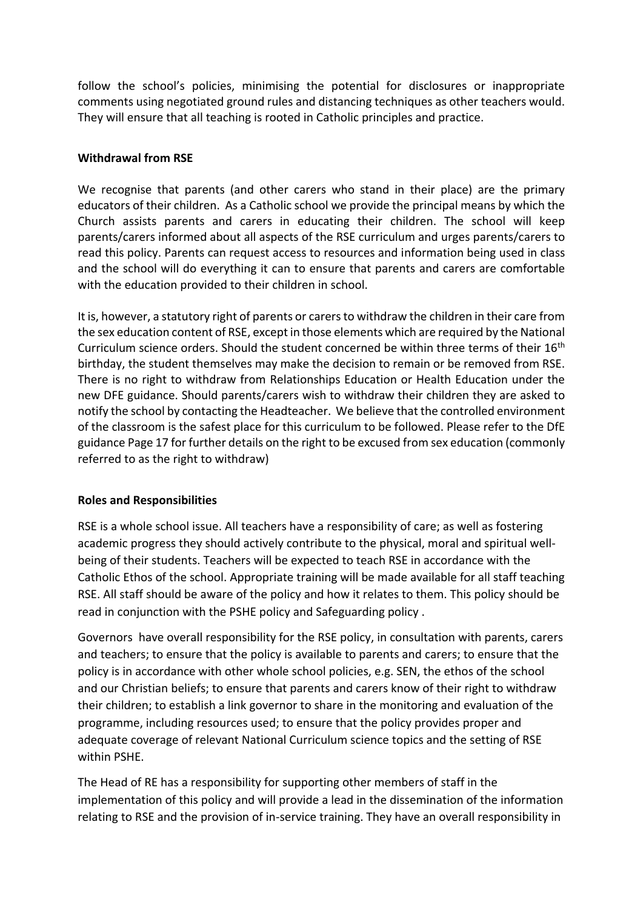follow the school's policies, minimising the potential for disclosures or inappropriate comments using negotiated ground rules and distancing techniques as other teachers would. They will ensure that all teaching is rooted in Catholic principles and practice.

**Withdrawal from RSE**

We recognise that parents (and other carers who stand in their place) are the primary educators of their children. As a Catholic school we provide the principal means by which the Church assists parents and carers in educating their children. The school will keep parents/carers informed about all aspects of the RSE curriculum and urges parents/carers to read this policy. Parents can request access to resources and information being used in class and the school will do everything it can to ensure that parents and carers are comfortable with the education provided to their children in school.

It is, however, a statutory right of parents or carers to withdraw the children in their care from the sex education content of RSE, except in those elements which are required by the National Curriculum science orders. Should the student concerned be within three terms of their 16th birthday, the student themselves may make the decision to remain or be removed from RSE. There is no right to withdraw from Relationships Education or Health Education under the new DFE guidance. Should parents/carers wish to withdraw their children they are asked to notify the school by contacting the Headteacher. We believe that the controlled environment of the classroom is the safest place for this curriculum to be followed. Please refer to the DfE guidance Page 17 for further details on the right to be excused from sex education (commonly referred to as the right to withdraw)

**Roles and Responsibilities**

RSE is a whole school issue. All teachers have a responsibility of care; as well as fostering academic progress they should actively contribute to the physical, moral and spiritual well-being of their students. Teachers will be expected to teach RSE in accordance with the Catholic Ethos of the school. Appropriate training will be made available for all staff teaching RSE. All staff should be aware of the policy and how it relates to them. This policy should be read in conjunction with the PSHE policy and Safeguarding policy .

Governors have overall responsibility for the RSE policy, in consultation with parents, carers and teachers; to ensure that the policy is available to parents and carers; to ensure that the policy is in accordance with other whole school policies, e.g. SEN, the ethos of the school and our Christian beliefs; to ensure that parents and carers know of their right to withdraw their children; to establish a link governor to share in the monitoring and evaluation of the programme, including resources used; to ensure that the policy provides proper and adequate coverage of relevant National Curriculum science topics and the setting of RSE within PSHE.

The Head of RE has a responsibility for supporting other members of staff in the implementation of this policy and will provide a lead in the dissemination of the information relating to RSE and the provision of in-service training. They have an overall responsibility in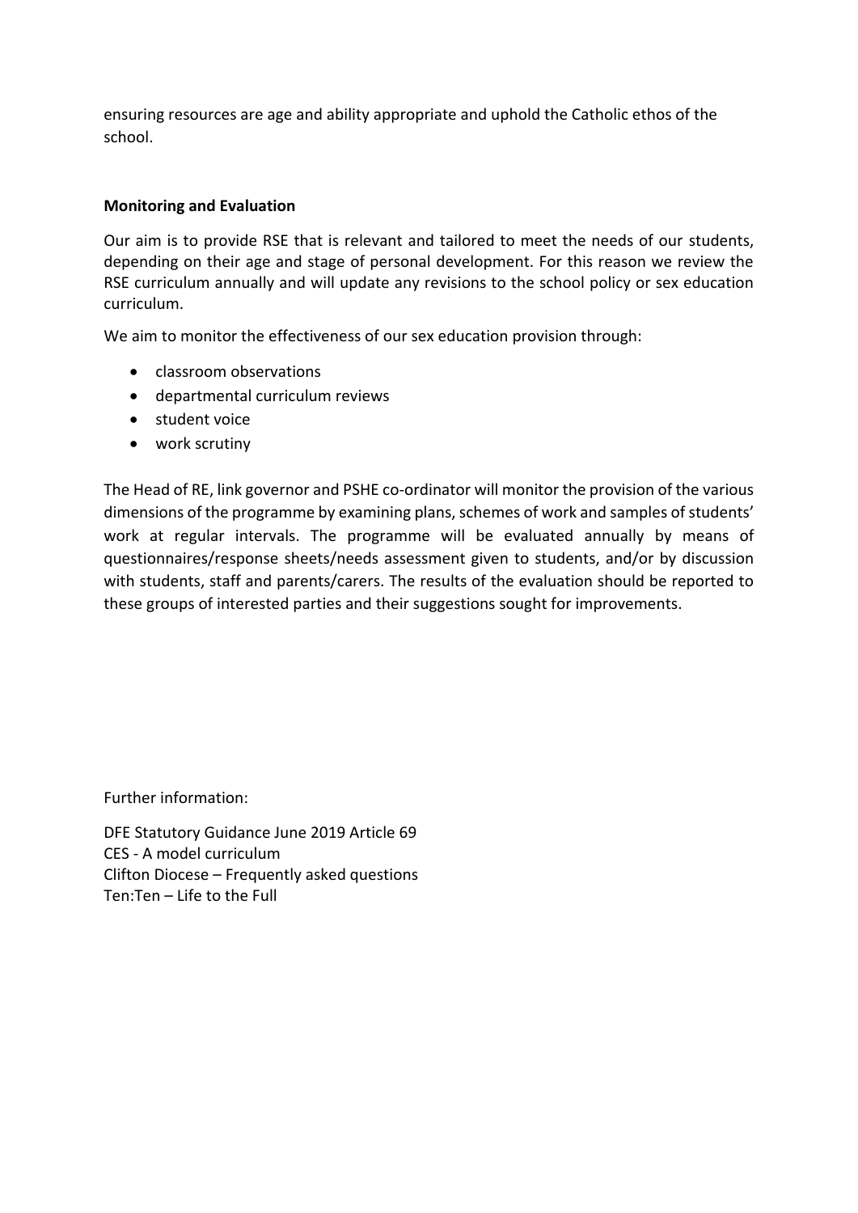ensuring resources are age and ability appropriate and uphold the Catholic ethos of the school.

**Monitoring and Evaluation**

Our aim is to provide RSE that is relevant and tailored to meet the needs of our students, depending on their age and stage of personal development. For this reason we review the RSE curriculum annually and will update any revisions to the school policy or sex education curriculum.

We aim to monitor the effectiveness of our sex education provision through:

- classroom observations
- departmental curriculum reviews
- student voice
- work scrutiny

The Head of RE, link governor and PSHE co-ordinator will monitor the provision of the various dimensions of the programme by examining plans, schemes of work and samples of students' work at regular intervals. The programme will be evaluated annually by means of questionnaires/response sheets/needs assessment given to students, and/or by discussion with students, staff and parents/carers. The results of the evaluation should be reported to these groups of interested parties and their suggestions sought for improvements.

Further information:

DFE Statutory Guidance June 2019 Article 69
CES - A model curriculum
Clifton Diocese – Frequently asked questions
Ten:Ten – Life to the Full